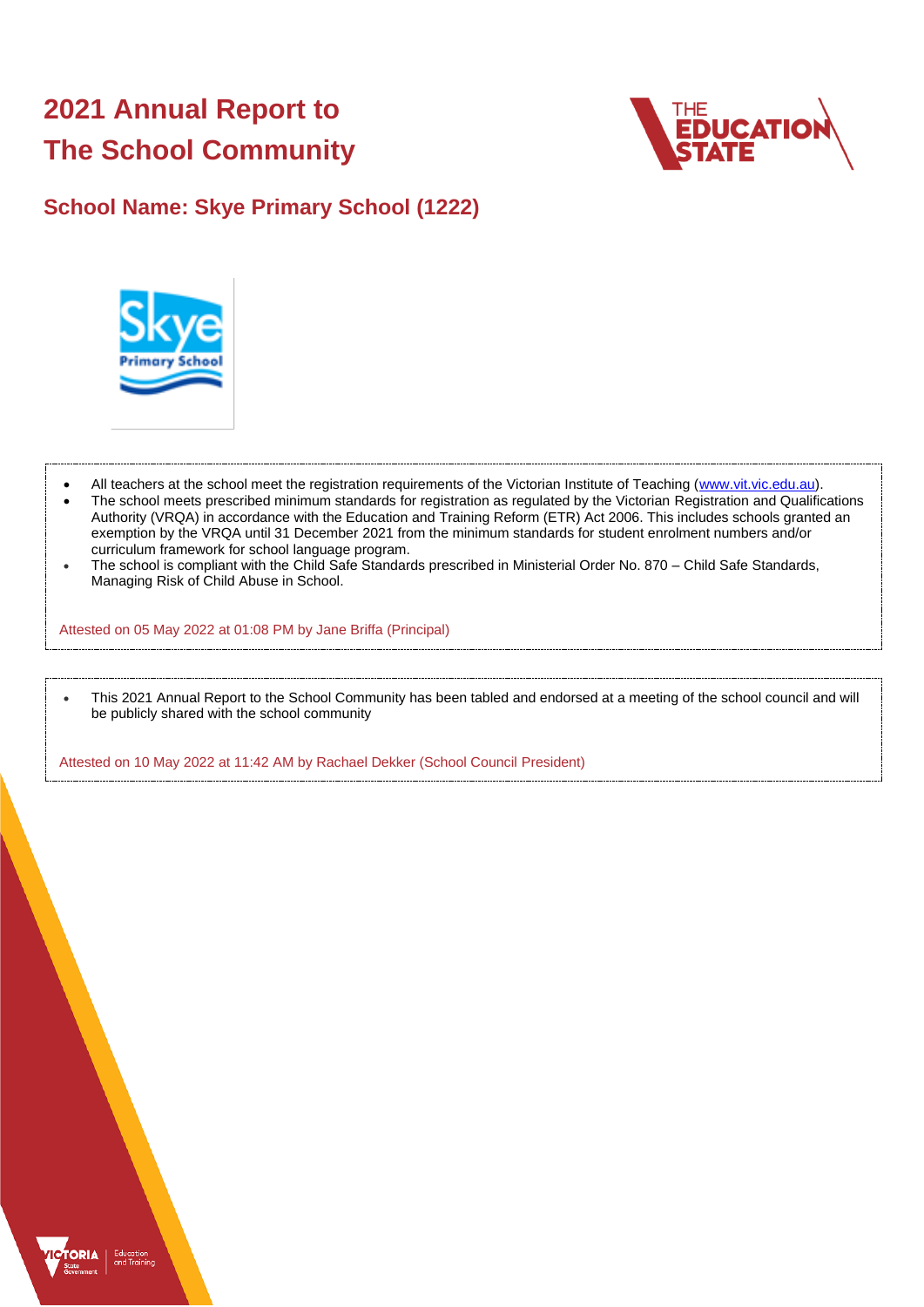# 2021 Annual Report to The School Community

## School Name: Skye Primary School (1222)

- All teachers at the school meet the registration requirements of the Victorian Institute of Teaching (www.vit.vic.edu.au).
- The school meets prescribed minimum standards for registration as regulated by the Victorian Registration and Qualifications Authority (VRQA) in accordance with the Education and Training Reform (ETR) Act 2006. This includes schools granted an exemption by the VRQA until 31 December 2021 from the minimum standards for student enrolment numbers and/or curriculum framework for school language program.
- The school is compliant with the Child Safe Standards prescribed in Ministerial Order No. 870 – Child Safe Standards, Managing Risk of Child Abuse in School.

Attested on 05 May 2022 at 01:08 PM by Jane Briffa (Principal)

- This 2021 Annual Report to the School Community has been tabled and endorsed at a meeting of the school council and will be publicly shared with the school community

Attested on 10 May 2022 at 11:42 AM by Rachael Dekker (School Council President)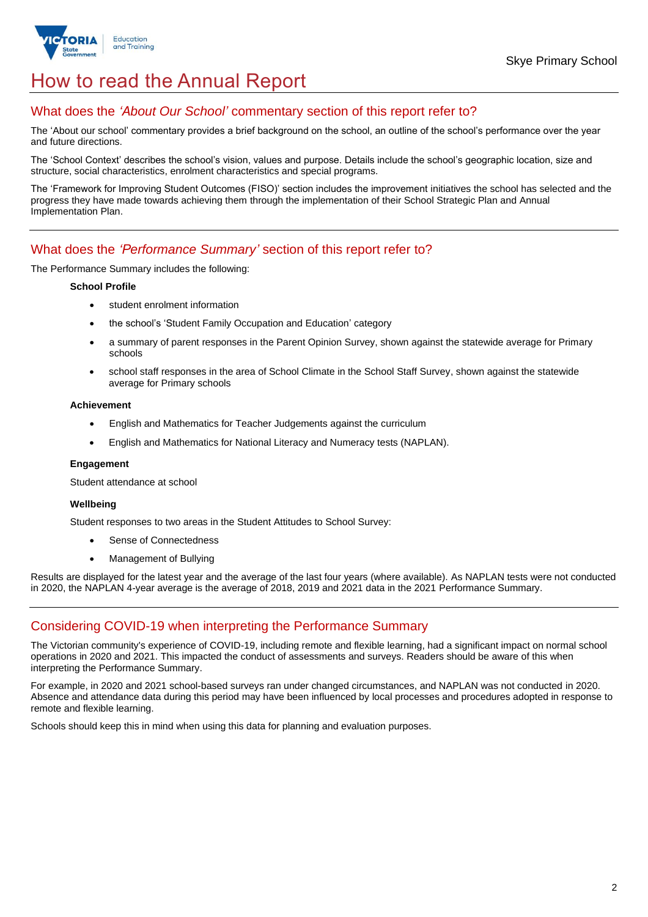# How to read the Annual Report

## What does the *'About Our School'* commentary section of this report refer to?

The 'About our school' commentary provides a brief background on the school, an outline of the school's performance over the year and future directions.

The 'School Context' describes the school's vision, values and purpose. Details include the school's geographic location, size and structure, social characteristics, enrolment characteristics and special programs.

The 'Framework for Improving Student Outcomes (FISO)' section includes the improvement initiatives the school has selected and the progress they have made towards achieving them through the implementation of their School Strategic Plan and Annual Implementation Plan.

## What does the *'Performance Summary'* section of this report refer to?

The Performance Summary includes the following:

**School Profile**

- student enrolment information
- the school's 'Student Family Occupation and Education' category
- a summary of parent responses in the Parent Opinion Survey, shown against the statewide average for Primary schools
- school staff responses in the area of School Climate in the School Staff Survey, shown against the statewide average for Primary schools

**Achievement**

- English and Mathematics for Teacher Judgements against the curriculum
- English and Mathematics for National Literacy and Numeracy tests (NAPLAN).

**Engagement**

Student attendance at school

**Wellbeing**

Student responses to two areas in the Student Attitudes to School Survey:

- Sense of Connectedness
- Management of Bullying

Results are displayed for the latest year and the average of the last four years (where available). As NAPLAN tests were not conducted in 2020, the NAPLAN 4-year average is the average of 2018, 2019 and 2021 data in the 2021 Performance Summary.

## Considering COVID-19 when interpreting the Performance Summary

The Victorian community's experience of COVID-19, including remote and flexible learning, had a significant impact on normal school operations in 2020 and 2021. This impacted the conduct of assessments and surveys. Readers should be aware of this when interpreting the Performance Summary.

For example, in 2020 and 2021 school-based surveys ran under changed circumstances, and NAPLAN was not conducted in 2020. Absence and attendance data during this period may have been influenced by local processes and procedures adopted in response to remote and flexible learning.

Schools should keep this in mind when using this data for planning and evaluation purposes.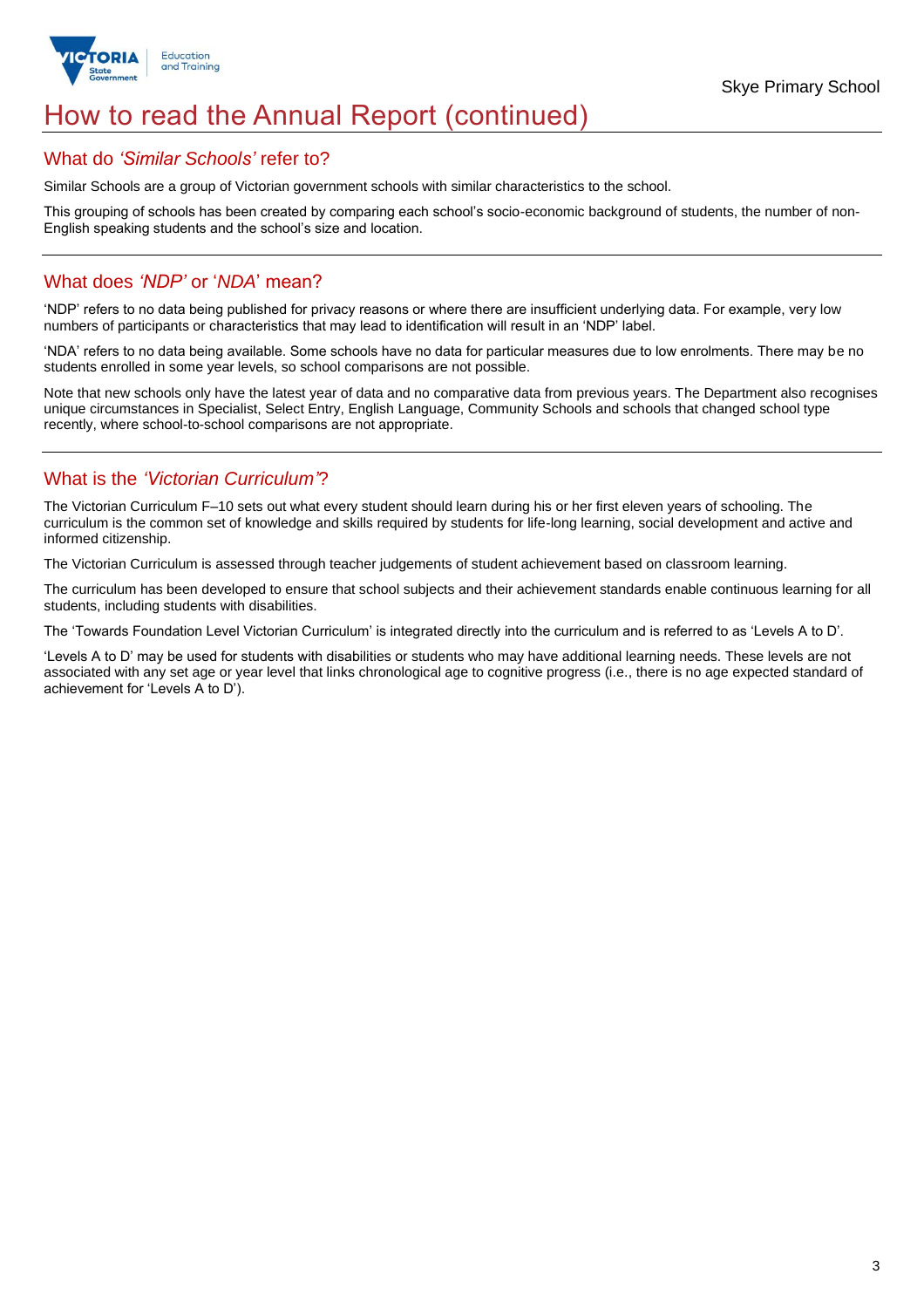# How to read the Annual Report (continued)

## What do *'Similar Schools'* refer to?

Similar Schools are a group of Victorian government schools with similar characteristics to the school.

This grouping of schools has been created by comparing each school's socio-economic background of students, the number of non-English speaking students and the school's size and location.

## What does *'NDP'* or '*NDA*' mean?

'NDP' refers to no data being published for privacy reasons or where there are insufficient underlying data. For example, very low numbers of participants or characteristics that may lead to identification will result in an 'NDP' label.

'NDA' refers to no data being available. Some schools have no data for particular measures due to low enrolments. There may be no students enrolled in some year levels, so school comparisons are not possible.

Note that new schools only have the latest year of data and no comparative data from previous years. The Department also recognises unique circumstances in Specialist, Select Entry, English Language, Community Schools and schools that changed school type recently, where school-to-school comparisons are not appropriate.

## What is the *'Victorian Curriculum'*?

The Victorian Curriculum F–10 sets out what every student should learn during his or her first eleven years of schooling. The curriculum is the common set of knowledge and skills required by students for life-long learning, social development and active and informed citizenship.

The Victorian Curriculum is assessed through teacher judgements of student achievement based on classroom learning.

The curriculum has been developed to ensure that school subjects and their achievement standards enable continuous learning for all students, including students with disabilities.

The 'Towards Foundation Level Victorian Curriculum' is integrated directly into the curriculum and is referred to as 'Levels A to D'.

'Levels A to D' may be used for students with disabilities or students who may have additional learning needs. These levels are not associated with any set age or year level that links chronological age to cognitive progress (i.e., there is no age expected standard of achievement for 'Levels A to D').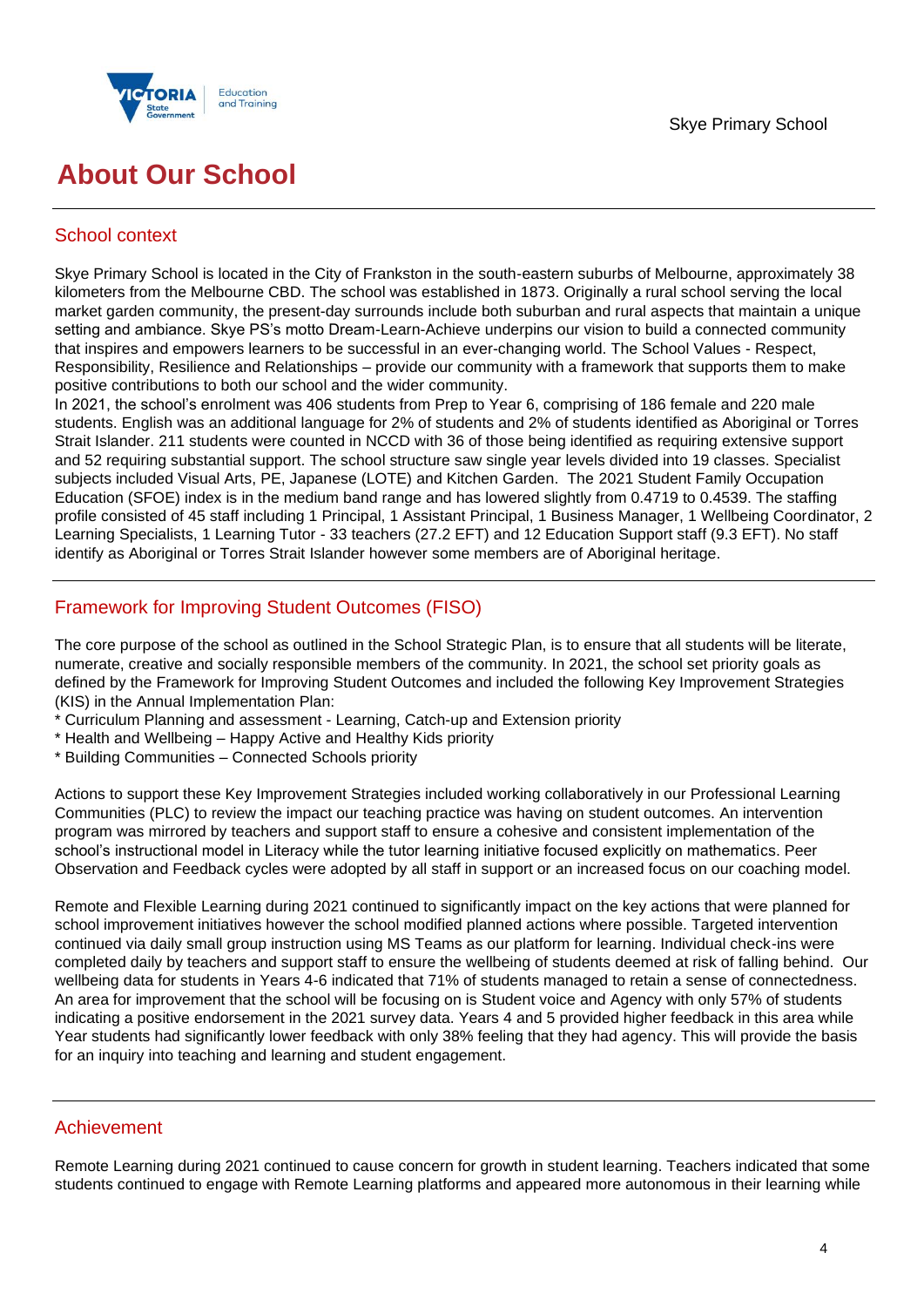# About Our School

## School context

Skye Primary School is located in the City of Frankston in the south-eastern suburbs of Melbourne, approximately 38 kilometers from the Melbourne CBD. The school was established in 1873. Originally a rural school serving the local market garden community, the present-day surrounds include both suburban and rural aspects that maintain a unique setting and ambiance. Skye PS's motto Dream-Learn-Achieve underpins our vision to build a connected community that inspires and empowers learners to be successful in an ever-changing world. The School Values - Respect, Responsibility, Resilience and Relationships – provide our community with a framework that supports them to make positive contributions to both our school and the wider community.
In 2021, the school's enrolment was 406 students from Prep to Year 6, comprising of 186 female and 220 male students. English was an additional language for 2% of students and 2% of students identified as Aboriginal or Torres Strait Islander. 211 students were counted in NCCD with 36 of those being identified as requiring extensive support and 52 requiring substantial support. The school structure saw single year levels divided into 19 classes. Specialist subjects included Visual Arts, PE, Japanese (LOTE) and Kitchen Garden. The 2021 Student Family Occupation Education (SFOE) index is in the medium band range and has lowered slightly from 0.4719 to 0.4539. The staffing profile consisted of 45 staff including 1 Principal, 1 Assistant Principal, 1 Business Manager, 1 Wellbeing Coordinator, 2 Learning Specialists, 1 Learning Tutor - 33 teachers (27.2 EFT) and 12 Education Support staff (9.3 EFT). No staff identify as Aboriginal or Torres Strait Islander however some members are of Aboriginal heritage.

## Framework for Improving Student Outcomes (FISO)

The core purpose of the school as outlined in the School Strategic Plan, is to ensure that all students will be literate, numerate, creative and socially responsible members of the community. In 2021, the school set priority goals as defined by the Framework for Improving Student Outcomes and included the following Key Improvement Strategies (KIS) in the Annual Implementation Plan:

* Curriculum Planning and assessment - Learning, Catch-up and Extension priority
* Health and Wellbeing – Happy Active and Healthy Kids priority
* Building Communities – Connected Schools priority

Actions to support these Key Improvement Strategies included working collaboratively in our Professional Learning Communities (PLC) to review the impact our teaching practice was having on student outcomes. An intervention program was mirrored by teachers and support staff to ensure a cohesive and consistent implementation of the school's instructional model in Literacy while the tutor learning initiative focused explicitly on mathematics. Peer Observation and Feedback cycles were adopted by all staff in support or an increased focus on our coaching model.

Remote and Flexible Learning during 2021 continued to significantly impact on the key actions that were planned for school improvement initiatives however the school modified planned actions where possible. Targeted intervention continued via daily small group instruction using MS Teams as our platform for learning. Individual check-ins were completed daily by teachers and support staff to ensure the wellbeing of students deemed at risk of falling behind. Our wellbeing data for students in Years 4-6 indicated that 71% of students managed to retain a sense of connectedness. An area for improvement that the school will be focusing on is Student voice and Agency with only 57% of students indicating a positive endorsement in the 2021 survey data. Years 4 and 5 provided higher feedback in this area while Year students had significantly lower feedback with only 38% feeling that they had agency. This will provide the basis for an inquiry into teaching and learning and student engagement.

## Achievement

Remote Learning during 2021 continued to cause concern for growth in student learning. Teachers indicated that some students continued to engage with Remote Learning platforms and appeared more autonomous in their learning while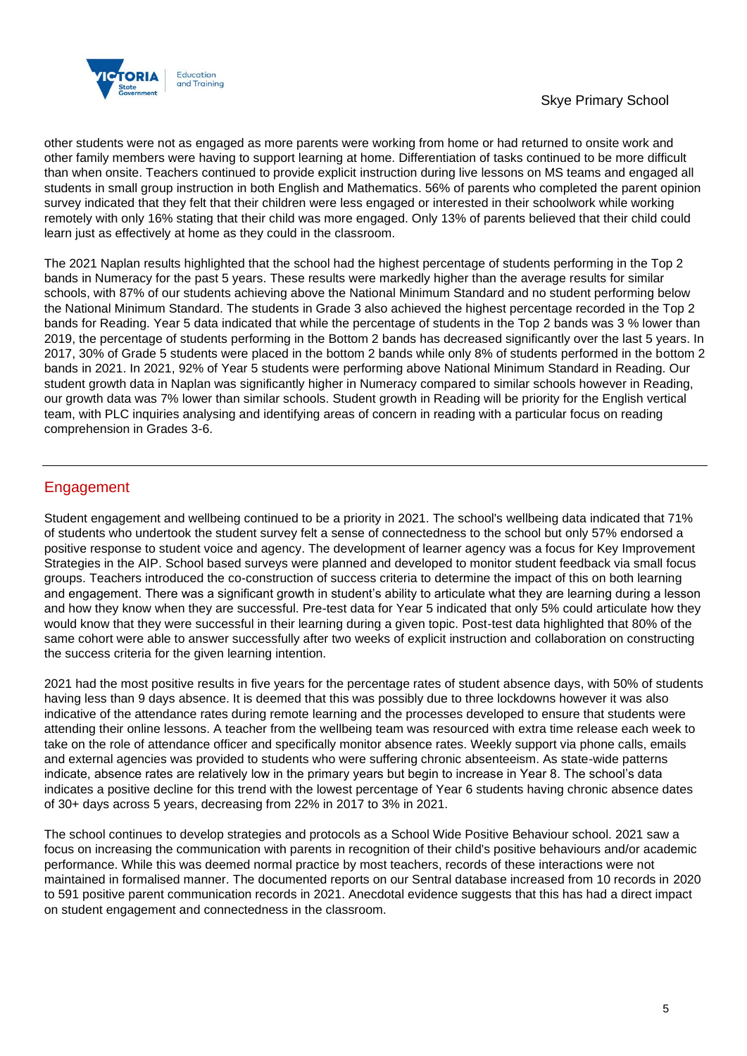other students were not as engaged as more parents were working from home or had returned to onsite work and other family members were having to support learning at home. Differentiation of tasks continued to be more difficult than when onsite. Teachers continued to provide explicit instruction during live lessons on MS teams and engaged all students in small group instruction in both English and Mathematics. 56% of parents who completed the parent opinion survey indicated that they felt that their children were less engaged or interested in their schoolwork while working remotely with only 16% stating that their child was more engaged. Only 13% of parents believed that their child could learn just as effectively at home as they could in the classroom.

The 2021 Naplan results highlighted that the school had the highest percentage of students performing in the Top 2 bands in Numeracy for the past 5 years. These results were markedly higher than the average results for similar schools, with 87% of our students achieving above the National Minimum Standard and no student performing below the National Minimum Standard. The students in Grade 3 also achieved the highest percentage recorded in the Top 2 bands for Reading. Year 5 data indicated that while the percentage of students in the Top 2 bands was 3 % lower than 2019, the percentage of students performing in the Bottom 2 bands has decreased significantly over the last 5 years. In 2017, 30% of Grade 5 students were placed in the bottom 2 bands while only 8% of students performed in the bottom 2 bands in 2021. In 2021, 92% of Year 5 students were performing above National Minimum Standard in Reading. Our student growth data in Naplan was significantly higher in Numeracy compared to similar schools however in Reading, our growth data was 7% lower than similar schools. Student growth in Reading will be priority for the English vertical team, with PLC inquiries analysing and identifying areas of concern in reading with a particular focus on reading comprehension in Grades 3-6.

## Engagement

Student engagement and wellbeing continued to be a priority in 2021. The school's wellbeing data indicated that 71% of students who undertook the student survey felt a sense of connectedness to the school but only 57% endorsed a positive response to student voice and agency. The development of learner agency was a focus for Key Improvement Strategies in the AIP. School based surveys were planned and developed to monitor student feedback via small focus groups. Teachers introduced the co-construction of success criteria to determine the impact of this on both learning and engagement. There was a significant growth in student's ability to articulate what they are learning during a lesson and how they know when they are successful. Pre-test data for Year 5 indicated that only 5% could articulate how they would know that they were successful in their learning during a given topic. Post-test data highlighted that 80% of the same cohort were able to answer successfully after two weeks of explicit instruction and collaboration on constructing the success criteria for the given learning intention.

2021 had the most positive results in five years for the percentage rates of student absence days, with 50% of students having less than 9 days absence. It is deemed that this was possibly due to three lockdowns however it was also indicative of the attendance rates during remote learning and the processes developed to ensure that students were attending their online lessons. A teacher from the wellbeing team was resourced with extra time release each week to take on the role of attendance officer and specifically monitor absence rates. Weekly support via phone calls, emails and external agencies was provided to students who were suffering chronic absenteeism. As state-wide patterns indicate, absence rates are relatively low in the primary years but begin to increase in Year 8. The school's data indicates a positive decline for this trend with the lowest percentage of Year 6 students having chronic absence dates of 30+ days across 5 years, decreasing from 22% in 2017 to 3% in 2021.

The school continues to develop strategies and protocols as a School Wide Positive Behaviour school. 2021 saw a focus on increasing the communication with parents in recognition of their child's positive behaviours and/or academic performance. While this was deemed normal practice by most teachers, records of these interactions were not maintained in formalised manner. The documented reports on our Sentral database increased from 10 records in 2020 to 591 positive parent communication records in 2021. Anecdotal evidence suggests that this has had a direct impact on student engagement and connectedness in the classroom.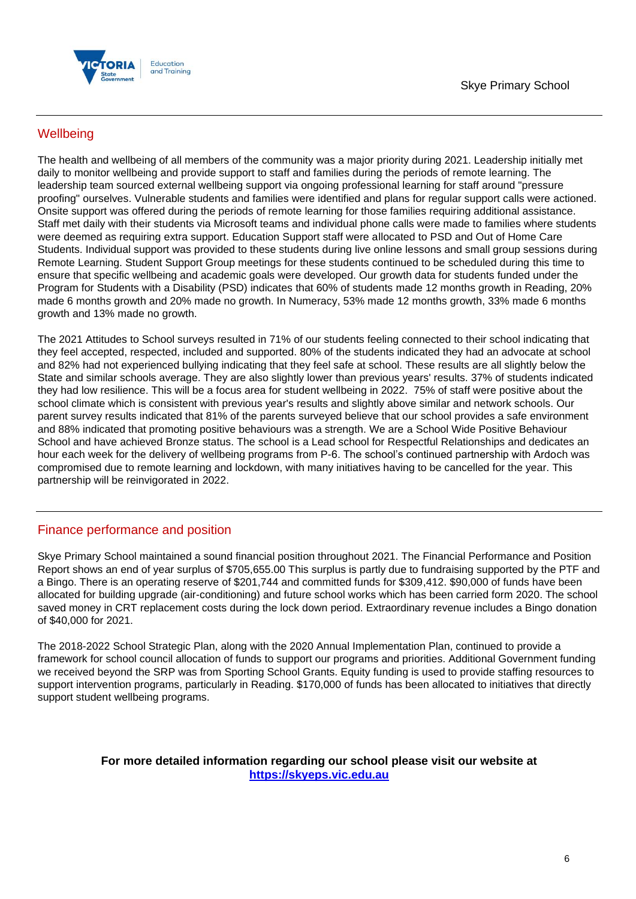## Wellbeing

The health and wellbeing of all members of the community was a major priority during 2021. Leadership initially met daily to monitor wellbeing and provide support to staff and families during the periods of remote learning. The leadership team sourced external wellbeing support via ongoing professional learning for staff around "pressure proofing" ourselves. Vulnerable students and families were identified and plans for regular support calls were actioned. Onsite support was offered during the periods of remote learning for those families requiring additional assistance. Staff met daily with their students via Microsoft teams and individual phone calls were made to families where students were deemed as requiring extra support. Education Support staff were allocated to PSD and Out of Home Care Students. Individual support was provided to these students during live online lessons and small group sessions during Remote Learning. Student Support Group meetings for these students continued to be scheduled during this time to ensure that specific wellbeing and academic goals were developed. Our growth data for students funded under the Program for Students with a Disability (PSD) indicates that 60% of students made 12 months growth in Reading, 20% made 6 months growth and 20% made no growth. In Numeracy, 53% made 12 months growth, 33% made 6 months growth and 13% made no growth.

The 2021 Attitudes to School surveys resulted in 71% of our students feeling connected to their school indicating that they feel accepted, respected, included and supported. 80% of the students indicated they had an advocate at school and 82% had not experienced bullying indicating that they feel safe at school. These results are all slightly below the State and similar schools average. They are also slightly lower than previous years' results. 37% of students indicated they had low resilience. This will be a focus area for student wellbeing in 2022. 75% of staff were positive about the school climate which is consistent with previous year's results and slightly above similar and network schools. Our parent survey results indicated that 81% of the parents surveyed believe that our school provides a safe environment and 88% indicated that promoting positive behaviours was a strength. We are a School Wide Positive Behaviour School and have achieved Bronze status. The school is a Lead school for Respectful Relationships and dedicates an hour each week for the delivery of wellbeing programs from P-6. The school's continued partnership with Ardoch was compromised due to remote learning and lockdown, with many initiatives having to be cancelled for the year. This partnership will be reinvigorated in 2022.

## Finance performance and position

Skye Primary School maintained a sound financial position throughout 2021. The Financial Performance and Position Report shows an end of year surplus of $705,655.00 This surplus is partly due to fundraising supported by the PTF and a Bingo. There is an operating reserve of $201,744 and committed funds for $309,412. $90,000 of funds have been allocated for building upgrade (air-conditioning) and future school works which has been carried form 2020. The school saved money in CRT replacement costs during the lock down period. Extraordinary revenue includes a Bingo donation of $40,000 for 2021.

The 2018-2022 School Strategic Plan, along with the 2020 Annual Implementation Plan, continued to provide a framework for school council allocation of funds to support our programs and priorities. Additional Government funding we received beyond the SRP was from Sporting School Grants. Equity funding is used to provide staffing resources to support intervention programs, particularly in Reading. $170,000 of funds has been allocated to initiatives that directly support student wellbeing programs.

**For more detailed information regarding our school please visit our website at [https://skyeps.vic.edu.au](https://skyeps.vic.edu.au)**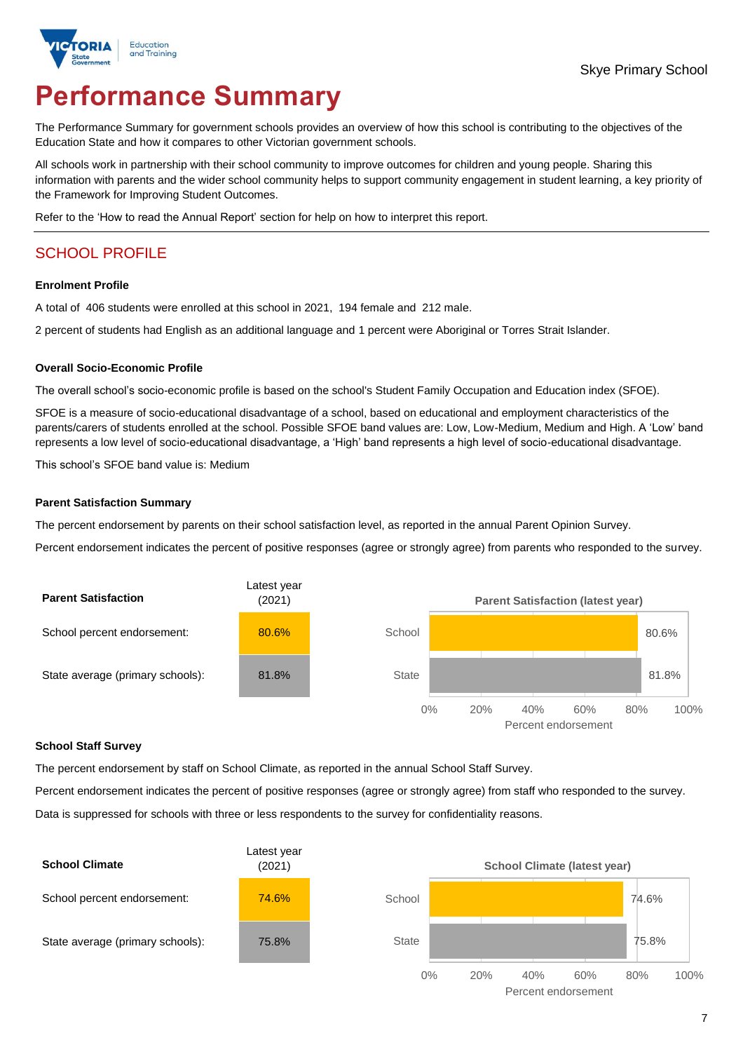# Performance Summary

The Performance Summary for government schools provides an overview of how this school is contributing to the objectives of the Education State and how it compares to other Victorian government schools.

All schools work in partnership with their school community to improve outcomes for children and young people. Sharing this information with parents and the wider school community helps to support community engagement in student learning, a key priority of the Framework for Improving Student Outcomes.

Refer to the 'How to read the Annual Report' section for help on how to interpret this report.

## SCHOOL PROFILE

### Enrolment Profile

A total of 406 students were enrolled at this school in 2021, 194 female and 212 male.

2 percent of students had English as an additional language and 1 percent were Aboriginal or Torres Strait Islander.

### Overall Socio-Economic Profile

The overall school's socio-economic profile is based on the school's Student Family Occupation and Education index (SFOE).

SFOE is a measure of socio-educational disadvantage of a school, based on educational and employment characteristics of the parents/carers of students enrolled at the school. Possible SFOE band values are: Low, Low-Medium, Medium and High. A 'Low' band represents a low level of socio-educational disadvantage, a 'High' band represents a high level of socio-educational disadvantage.

This school's SFOE band value is: Medium

### Parent Satisfaction Summary

The percent endorsement by parents on their school satisfaction level, as reported in the annual Parent Opinion Survey.

Percent endorsement indicates the percent of positive responses (agree or strongly agree) from parents who responded to the survey.

| Parent Satisfaction | Latest year (2021) |
| --- | --- |
| School percent endorsement: | 80.6% |
| State average (primary schools): | 81.8% |

**Parent Satisfaction (latest year)**

| | Percent endorsement |
| --- | --- |
| School | 80.6% |
| State | 81.8% |

### School Staff Survey

The percent endorsement by staff on School Climate, as reported in the annual School Staff Survey.

Percent endorsement indicates the percent of positive responses (agree or strongly agree) from staff who responded to the survey.

Data is suppressed for schools with three or less respondents to the survey for confidentiality reasons.

| School Climate | Latest year (2021) |
| --- | --- |
| School percent endorsement: | 74.6% |
| State average (primary schools): | 75.8% |

**School Climate (latest year)**

| | Percent endorsement |
| --- | --- |
| School | 74.6% |
| State | 75.8% |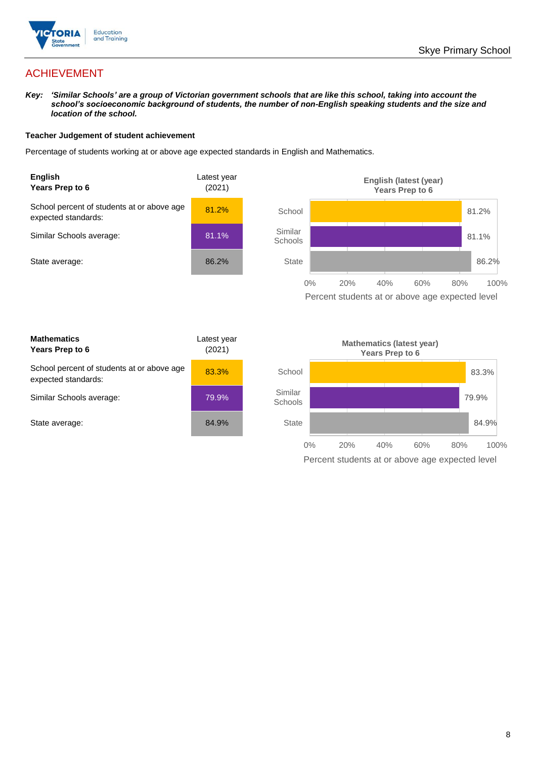## ACHIEVEMENT

***Key:*** ***'Similar Schools' are a group of Victorian government schools that are like this school, taking into account the school's socioeconomic background of students, the number of non-English speaking students and the size and location of the school.***

**Teacher Judgement of student achievement**

Percentage of students working at or above age expected standards in English and Mathematics.

| **English** **Years Prep to 6** | Latest year (2021) |
|---|---|
| School percent of students at or above age expected standards: | 81.2% |
| Similar Schools average: | 81.1% |
| State average: | 86.2% |

**English (latest (year) Years Prep to 6**

| | Percent students at or above age expected level |
|---|---|
| School | 81.2% |
| Similar Schools | 81.1% |
| State | 86.2% |

| **Mathematics** **Years Prep to 6** | Latest year (2021) |
|---|---|
| School percent of students at or above age expected standards: | 83.3% |
| Similar Schools average: | 79.9% |
| State average: | 84.9% |

**Mathematics (latest year) Years Prep to 6**

| | Percent students at or above age expected level |
|---|---|
| School | 83.3% |
| Similar Schools | 79.9% |
| State | 84.9% |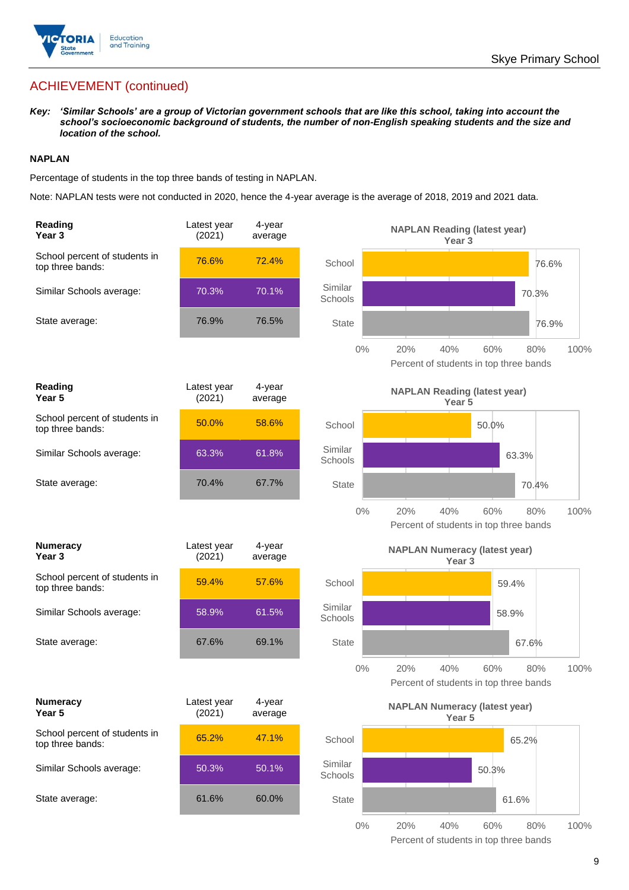## ACHIEVEMENT (continued)

***Key:*** ***'Similar Schools' are a group of Victorian government schools that are like this school, taking into account the school's socioeconomic background of students, the number of non-English speaking students and the size and location of the school.***

**NAPLAN**

Percentage of students in the top three bands of testing in NAPLAN.

Note: NAPLAN tests were not conducted in 2020, hence the 4-year average is the average of 2018, 2019 and 2021 data.

| **Reading Year 3** | Latest year (2021) | 4-year average |
|---|---|---|
| School percent of students in top three bands: | 76.6% | 72.4% |
| Similar Schools average: | 70.3% | 70.1% |
| State average: | 76.9% | 76.5% |

**NAPLAN Reading (latest year) Year 3**

| | Percent of students in top three bands |
|---|---|
| School | 76.6% |
| Similar Schools | 70.3% |
| State | 76.9% |

| **Reading Year 5** | Latest year (2021) | 4-year average |
|---|---|---|
| School percent of students in top three bands: | 50.0% | 58.6% |
| Similar Schools average: | 63.3% | 61.8% |
| State average: | 70.4% | 67.7% |

**NAPLAN Reading (latest year) Year 5**

| | Percent of students in top three bands |
|---|---|
| School | 50.0% |
| Similar Schools | 63.3% |
| State | 70.4% |

| **Numeracy Year 3** | Latest year (2021) | 4-year average |
|---|---|---|
| School percent of students in top three bands: | 59.4% | 57.6% |
| Similar Schools average: | 58.9% | 61.5% |
| State average: | 67.6% | 69.1% |

**NAPLAN Numeracy (latest year) Year 3**

| | Percent of students in top three bands |
|---|---|
| School | 59.4% |
| Similar Schools | 58.9% |
| State | 67.6% |

| **Numeracy Year 5** | Latest year (2021) | 4-year average |
|---|---|---|
| School percent of students in top three bands: | 65.2% | 47.1% |
| Similar Schools average: | 50.3% | 50.1% |
| State average: | 61.6% | 60.0% |

**NAPLAN Numeracy (latest year) Year 5**

| | Percent of students in top three bands |
|---|---|
| School | 65.2% |
| Similar Schools | 50.3% |
| State | 61.6% |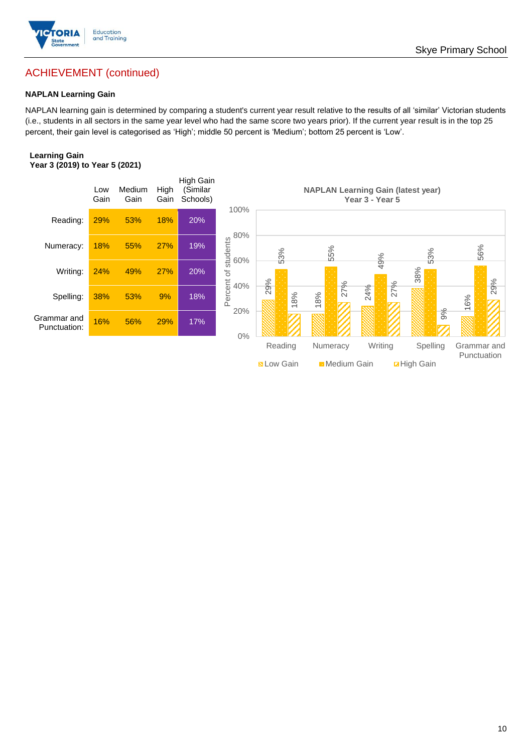## ACHIEVEMENT (continued)

**NAPLAN Learning Gain**

NAPLAN learning gain is determined by comparing a student's current year result relative to the results of all 'similar' Victorian students (i.e., students in all sectors in the same year level who had the same score two years prior). If the current year result is in the top 25 percent, their gain level is categorised as 'High'; middle 50 percent is 'Medium'; bottom 25 percent is 'Low'.

**Learning Gain**
**Year 3 (2019) to Year 5 (2021)**

| | Low Gain | Medium Gain | High Gain | High Gain (Similar Schools) |
|---|---|---|---|---|
| Reading: | 29% | 53% | 18% | 20% |
| Numeracy: | 18% | 55% | 27% | 19% |
| Writing: | 24% | 49% | 27% | 20% |
| Spelling: | 38% | 53% | 9% | 18% |
| Grammar and Punctuation: | 16% | 56% | 29% | 17% |

**NAPLAN Learning Gain (latest year)**
**Year 3 - Year 5**

| | Low Gain | Medium Gain | High Gain |
|---|---|---|---|
| Reading | 29% | 53% | 18% |
| Numeracy | 18% | 55% | 27% |
| Writing | 24% | 49% | 27% |
| Spelling | 38% | 53% | 9% |
| Grammar and Punctuation | 16% | 56% | 29% |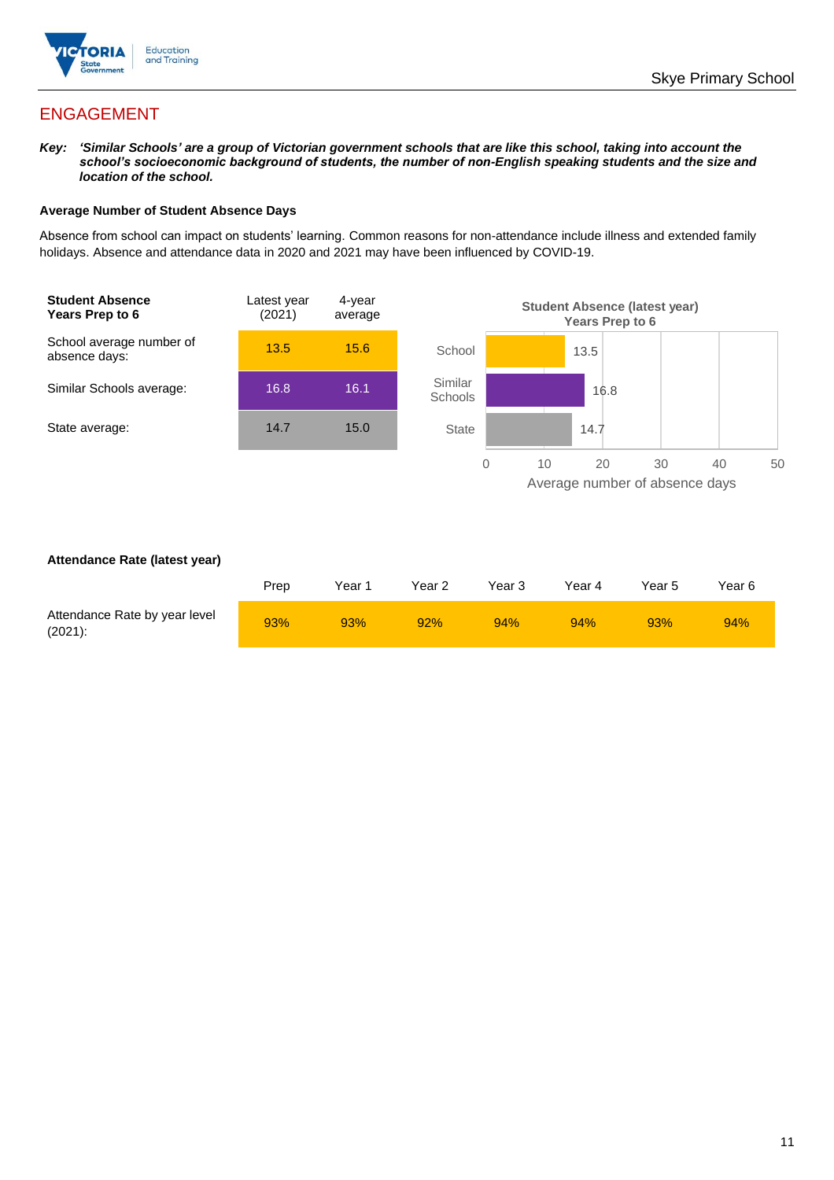## ENGAGEMENT

***Key:** 'Similar Schools' are a group of Victorian government schools that are like this school, taking into account the school's socioeconomic background of students, the number of non-English speaking students and the size and location of the school.*

### Average Number of Student Absence Days

Absence from school can impact on students' learning. Common reasons for non-attendance include illness and extended family holidays. Absence and attendance data in 2020 and 2021 may have been influenced by COVID-19.

| **Student Absence Years Prep to 6** | Latest year (2021) | 4-year average |
|---|---|---|
| School average number of absence days: | 13.5 | 15.6 |
| Similar Schools average: | 16.8 | 16.1 |
| State average: | 14.7 | 15.0 |

**Student Absence (latest year) Years Prep to 6**

| | Average number of absence days |
|---|---|
| School | 13.5 |
| Similar Schools | 16.8 |
| State | 14.7 |

### Attendance Rate (latest year)

| | Prep | Year 1 | Year 2 | Year 3 | Year 4 | Year 5 | Year 6 |
|---|---|---|---|---|---|---|---|
| Attendance Rate by year level (2021): | 93% | 93% | 92% | 94% | 94% | 93% | 94% |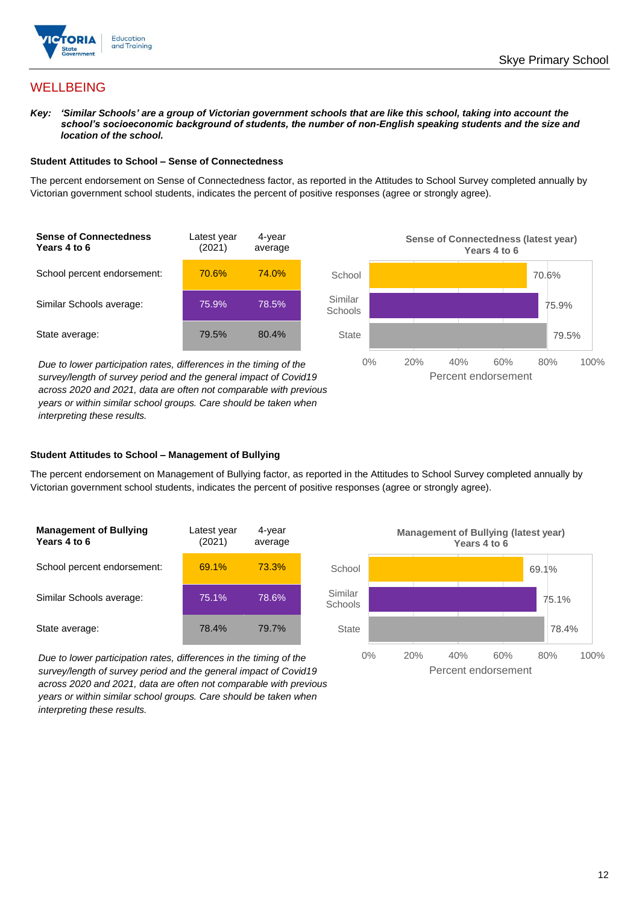## WELLBEING

***Key:** 'Similar Schools' are a group of Victorian government schools that are like this school, taking into account the school's socioeconomic background of students, the number of non-English speaking students and the size and location of the school.*

### Student Attitudes to School – Sense of Connectedness

The percent endorsement on Sense of Connectedness factor, as reported in the Attitudes to School Survey completed annually by Victorian government school students, indicates the percent of positive responses (agree or strongly agree).

| Sense of Connectedness Years 4 to 6 | Latest year (2021) | 4-year average |
|---|---|---|
| School percent endorsement: | 70.6% | 74.0% |
| Similar Schools average: | 75.9% | 78.5% |
| State average: | 79.5% | 80.4% |

*Due to lower participation rates, differences in the timing of the survey/length of survey period and the general impact of Covid19 across 2020 and 2021, data are often not comparable with previous years or within similar school groups. Care should be taken when interpreting these results.*

**Sense of Connectedness (latest year) Years 4 to 6**

| | Percent endorsement |
|---|---|
| School | 70.6% |
| Similar Schools | 75.9% |
| State | 79.5% |

### Student Attitudes to School – Management of Bullying

The percent endorsement on Management of Bullying factor, as reported in the Attitudes to School Survey completed annually by Victorian government school students, indicates the percent of positive responses (agree or strongly agree).

| Management of Bullying Years 4 to 6 | Latest year (2021) | 4-year average |
|---|---|---|
| School percent endorsement: | 69.1% | 73.3% |
| Similar Schools average: | 75.1% | 78.6% |
| State average: | 78.4% | 79.7% |

*Due to lower participation rates, differences in the timing of the survey/length of survey period and the general impact of Covid19 across 2020 and 2021, data are often not comparable with previous years or within similar school groups. Care should be taken when interpreting these results.*

**Management of Bullying (latest year) Years 4 to 6**

| | Percent endorsement |
|---|---|
| School | 69.1% |
| Similar Schools | 75.1% |
| State | 78.4% |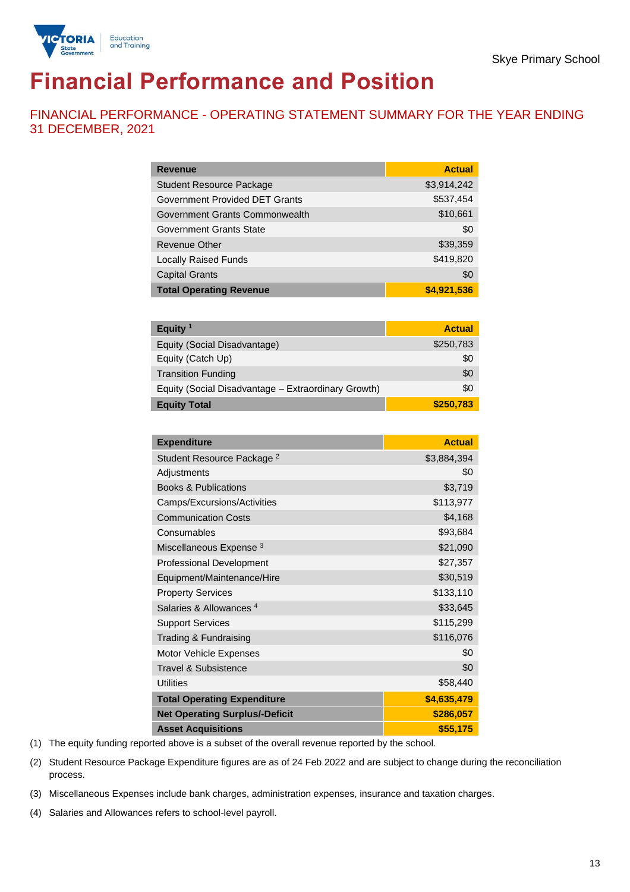Skye Primary School

# Financial Performance and Position

## FINANCIAL PERFORMANCE - OPERATING STATEMENT SUMMARY FOR THE YEAR ENDING 31 DECEMBER, 2021

| Revenue | Actual |
|---|---|
| Student Resource Package | $3,914,242 |
| Government Provided DET Grants | $537,454 |
| Government Grants Commonwealth | $10,661 |
| Government Grants State | $0 |
| Revenue Other | $39,359 |
| Locally Raised Funds | $419,820 |
| Capital Grants | $0 |
| **Total Operating Revenue** | **$4,921,536** |

| Equity [1] | Actual |
|---|---|
| Equity (Social Disadvantage) | $250,783 |
| Equity (Catch Up) | $0 |
| Transition Funding | $0 |
| Equity (Social Disadvantage – Extraordinary Growth) | $0 |
| **Equity Total** | **$250,783** |

| Expenditure | Actual |
|---|---|
| Student Resource Package [2] | $3,884,394 |
| Adjustments | $0 |
| Books & Publications | $3,719 |
| Camps/Excursions/Activities | $113,977 |
| Communication Costs | $4,168 |
| Consumables | $93,684 |
| Miscellaneous Expense [3] | $21,090 |
| Professional Development | $27,357 |
| Equipment/Maintenance/Hire | $30,519 |
| Property Services | $133,110 |
| Salaries & Allowances [4] | $33,645 |
| Support Services | $115,299 |
| Trading & Fundraising | $116,076 |
| Motor Vehicle Expenses | $0 |
| Travel & Subsistence | $0 |
| Utilities | $58,440 |
| **Total Operating Expenditure** | **$4,635,479** |
| **Net Operating Surplus/-Deficit** | **$286,057** |
| **Asset Acquisitions** | **$55,175** |

(1) The equity funding reported above is a subset of the overall revenue reported by the school.

(2) Student Resource Package Expenditure figures are as of 24 Feb 2022 and are subject to change during the reconciliation process.

(3) Miscellaneous Expenses include bank charges, administration expenses, insurance and taxation charges.

(4) Salaries and Allowances refers to school-level payroll.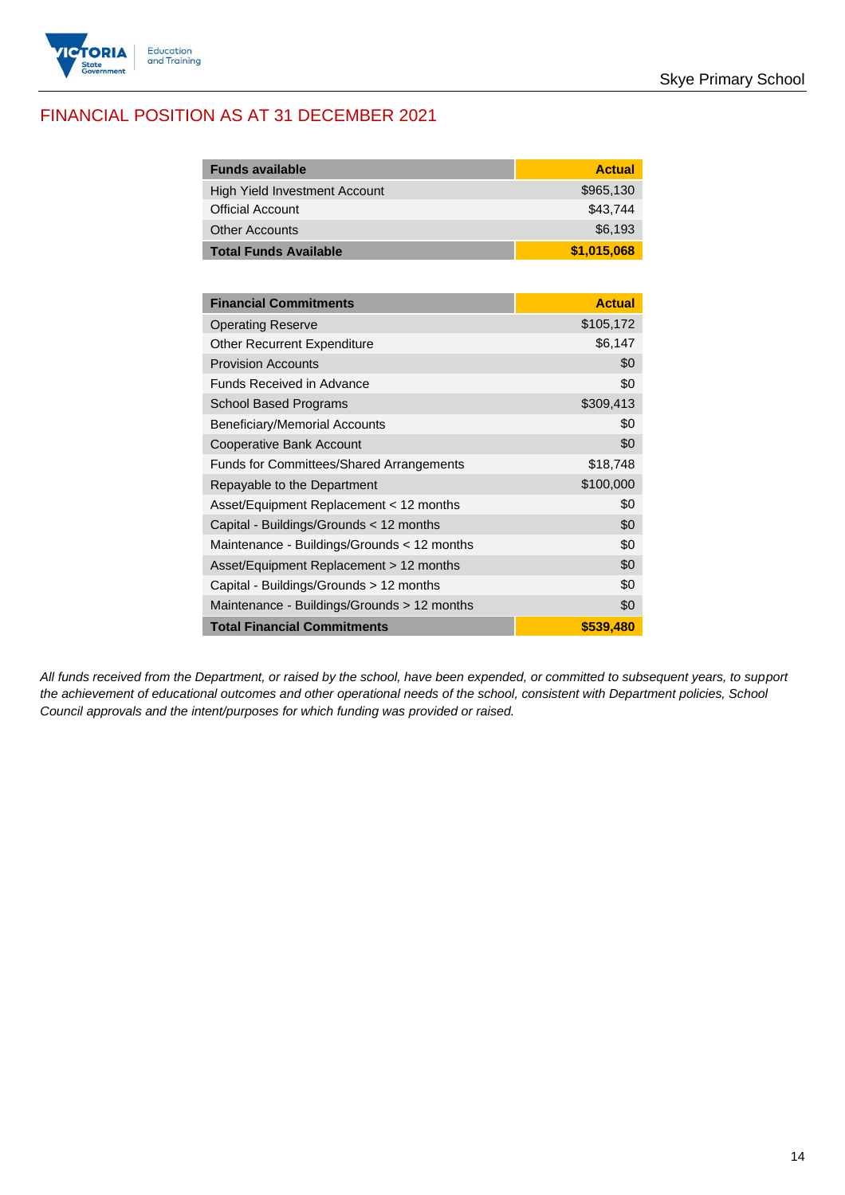# FINANCIAL POSITION AS AT 31 DECEMBER 2021

| Funds available | Actual |
|---|---|
| High Yield Investment Account | $965,130 |
| Official Account | $43,744 |
| Other Accounts | $6,193 |
| **Total Funds Available** | **$1,015,068** |

| Financial Commitments | Actual |
|---|---|
| Operating Reserve | $105,172 |
| Other Recurrent Expenditure | $6,147 |
| Provision Accounts | $0 |
| Funds Received in Advance | $0 |
| School Based Programs | $309,413 |
| Beneficiary/Memorial Accounts | $0 |
| Cooperative Bank Account | $0 |
| Funds for Committees/Shared Arrangements | $18,748 |
| Repayable to the Department | $100,000 |
| Asset/Equipment Replacement < 12 months | $0 |
| Capital - Buildings/Grounds < 12 months | $0 |
| Maintenance - Buildings/Grounds < 12 months | $0 |
| Asset/Equipment Replacement > 12 months | $0 |
| Capital - Buildings/Grounds > 12 months | $0 |
| Maintenance - Buildings/Grounds > 12 months | $0 |
| **Total Financial Commitments** | **$539,480** |

*All funds received from the Department, or raised by the school, have been expended, or committed to subsequent years, to support the achievement of educational outcomes and other operational needs of the school, consistent with Department policies, School Council approvals and the intent/purposes for which funding was provided or raised.*